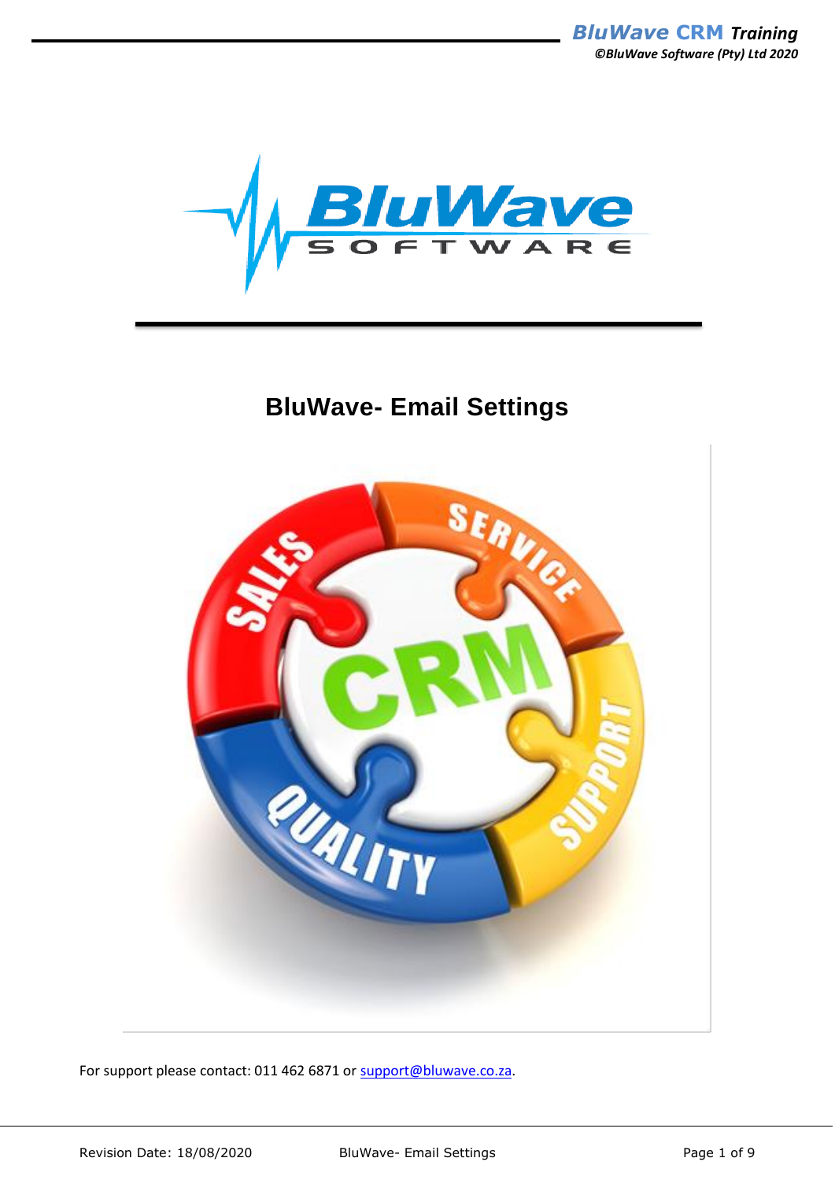# BluWave- Email Settings

For support please contact: 011 462 6871 or support@bluwave.co.za.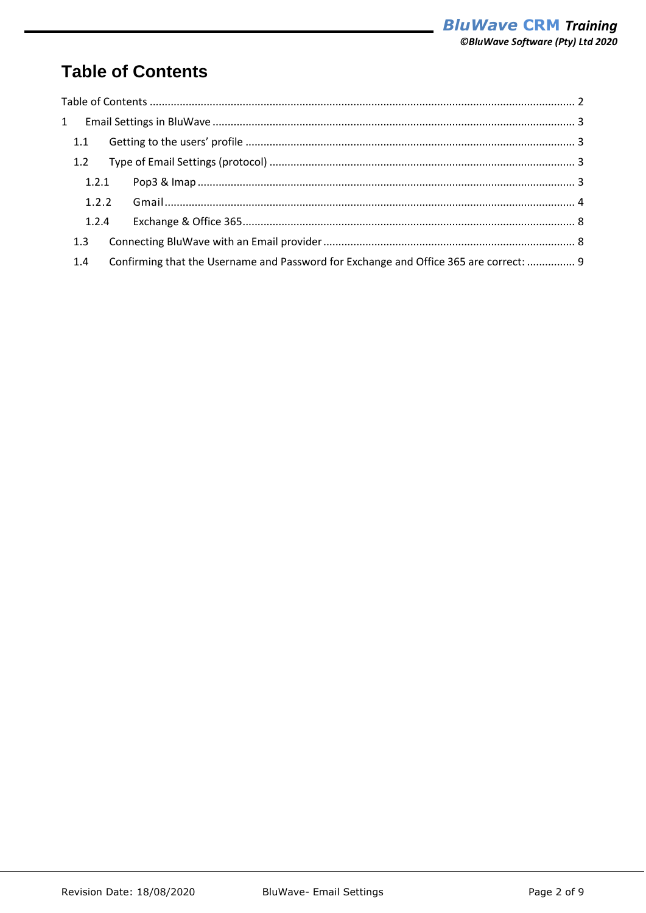# Table of Contents

Table of Contents ........................................................................................................................................ 2

1 Email Settings in BluWave ....................................................................................................................... 3

1.1 Getting to the users' profile ............................................................................................................ 3

1.2 Type of Email Settings (protocol) .................................................................................................... 3

1.2.1 Pop3 & Imap ............................................................................................................................ 3

1.2.2 Gmail ....................................................................................................................................... 4

1.2.4 Exchange & Office 365 ............................................................................................................. 8

1.3 Connecting BluWave with an Email provider ................................................................................... 8

1.4 Confirming that the Username and Password for Exchange and Office 365 are correct: ................ 9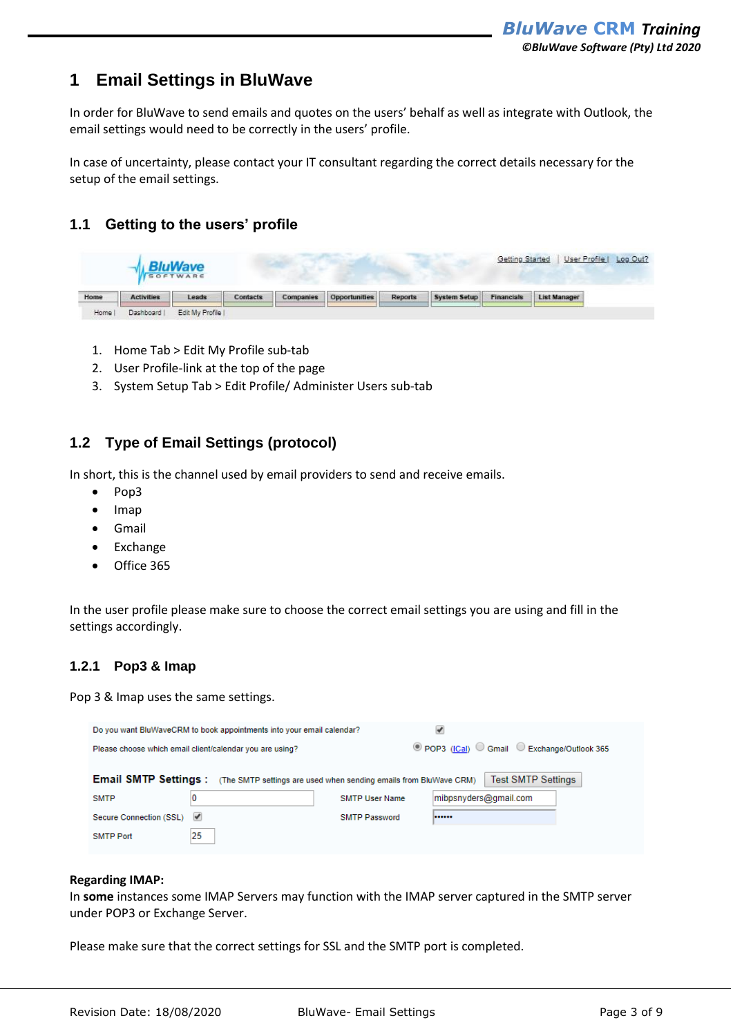# 1 Email Settings in BluWave

In order for BluWave to send emails and quotes on the users' behalf as well as integrate with Outlook, the email settings would need to be correctly in the users' profile.

In case of uncertainty, please contact your IT consultant regarding the correct details necessary for the setup of the email settings.

## 1.1 Getting to the users' profile

1. Home Tab > Edit My Profile sub-tab
2. User Profile-link at the top of the page
3. System Setup Tab > Edit Profile/ Administer Users sub-tab

## 1.2 Type of Email Settings (protocol)

In short, this is the channel used by email providers to send and receive emails.

- Pop3
- Imap
- Gmail
- Exchange
- Office 365

In the user profile please make sure to choose the correct email settings you are using and fill in the settings accordingly.

### 1.2.1 Pop3 & Imap

Pop 3 & Imap uses the same settings.

**Regarding IMAP:**
In **some** instances some IMAP Servers may function with the IMAP server captured in the SMTP server under POP3 or Exchange Server.

Please make sure that the correct settings for SSL and the SMTP port is completed.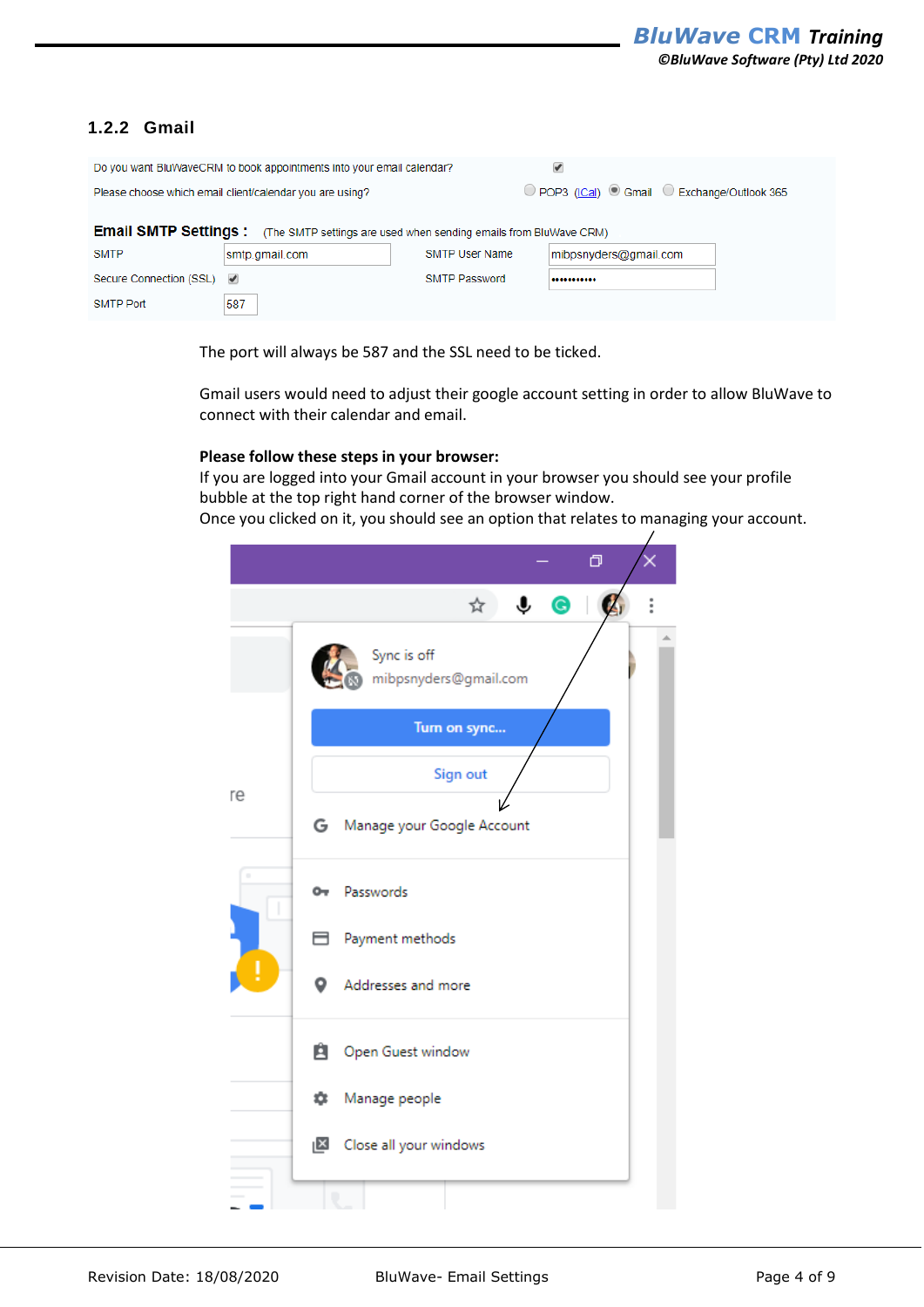### 1.2.2 Gmail

Do you want BluWaveCRM to book appointments into your email calendar? ☑

Please choose which email client/calendar you are using? ○ POP3 (iCal) ◉ Gmail ○ Exchange/Outlook 365

**Email SMTP Settings :** (The SMTP settings are used when sending emails from BluWave CRM)

| | | | |
|---|---|---|---|
| SMTP | smtp.gmail.com | SMTP User Name | mibpsnyders@gmail.com |
| Secure Connection (SSL) | ☑ | SMTP Password | ••••••••••• |
| SMTP Port | 587 | | |

The port will always be 587 and the SSL need to be ticked.

Gmail users would need to adjust their google account setting in order to allow BluWave to connect with their calendar and email.

**Please follow these steps in your browser:**
If you are logged into your Gmail account in your browser you should see your profile bubble at the top right hand corner of the browser window.
Once you clicked on it, you should see an option that relates to managing your account.

Sync is off
mibpsnyders@gmail.com

Turn on sync...

Sign out

Manage your Google Account

Passwords

Payment methods

Addresses and more

Open Guest window

Manage people

Close all your windows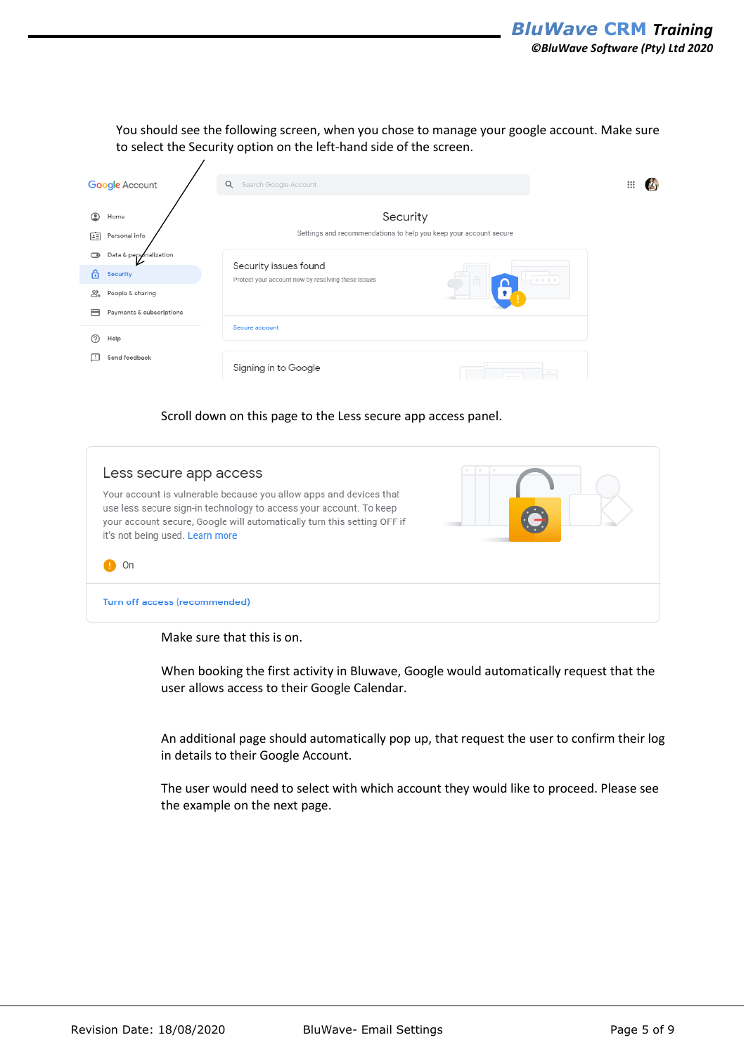You should see the following screen, when you chose to manage your google account. Make sure to select the Security option on the left-hand side of the screen.

Scroll down on this page to the Less secure app access panel.

Make sure that this is on.

When booking the first activity in Bluwave, Google would automatically request that the user allows access to their Google Calendar.

An additional page should automatically pop up, that request the user to confirm their log in details to their Google Account.

The user would need to select with which account they would like to proceed. Please see the example on the next page.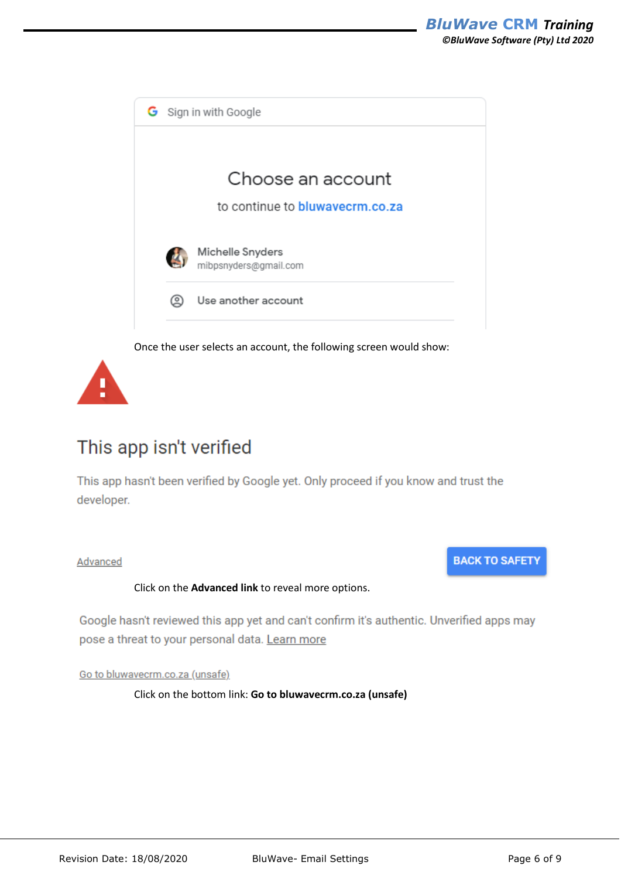Sign in with Google

Choose an account

to continue to bluwavecrm.co.za

Michelle Snyders
mibpsnyders@gmail.com

Use another account

Once the user selects an account, the following screen would show:

This app isn't verified

This app hasn't been verified by Google yet. Only proceed if you know and trust the developer.

Advanced

BACK TO SAFETY

Click on the **Advanced link** to reveal more options.

Google hasn't reviewed this app yet and can't confirm it's authentic. Unverified apps may pose a threat to your personal data. Learn more

Go to bluwavecrm.co.za (unsafe)

Click on the bottom link: **Go to bluwavecrm.co.za (unsafe)**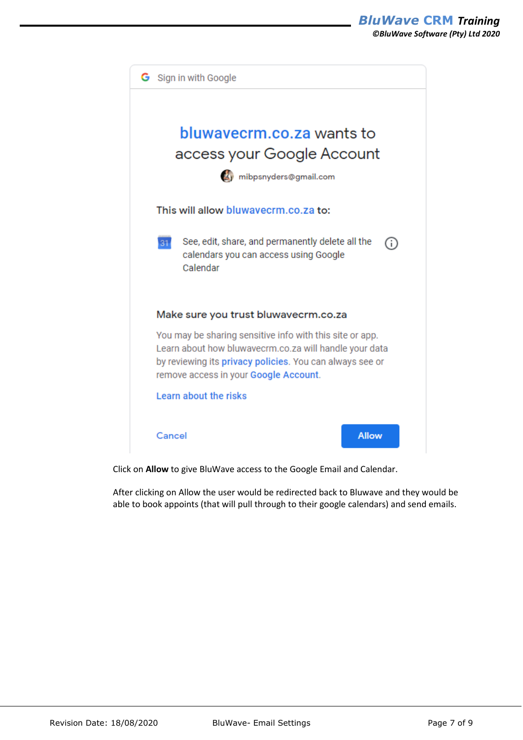Sign in with Google

**bluwavecrm.co.za wants to access your Google Account**

mibpsnyders@gmail.com

This will allow bluwavecrm.co.za to:

- See, edit, share, and permanently delete all the calendars you can access using Google Calendar

**Make sure you trust bluwavecrm.co.za**

You may be sharing sensitive info with this site or app. Learn about how bluwavecrm.co.za will handle your data by reviewing its privacy policies. You can always see or remove access in your Google Account.

Learn about the risks

Cancel | Allow

Click on **Allow** to give BluWave access to the Google Email and Calendar.

After clicking on Allow the user would be redirected back to Bluwave and they would be able to book appoints (that will pull through to their google calendars) and send emails.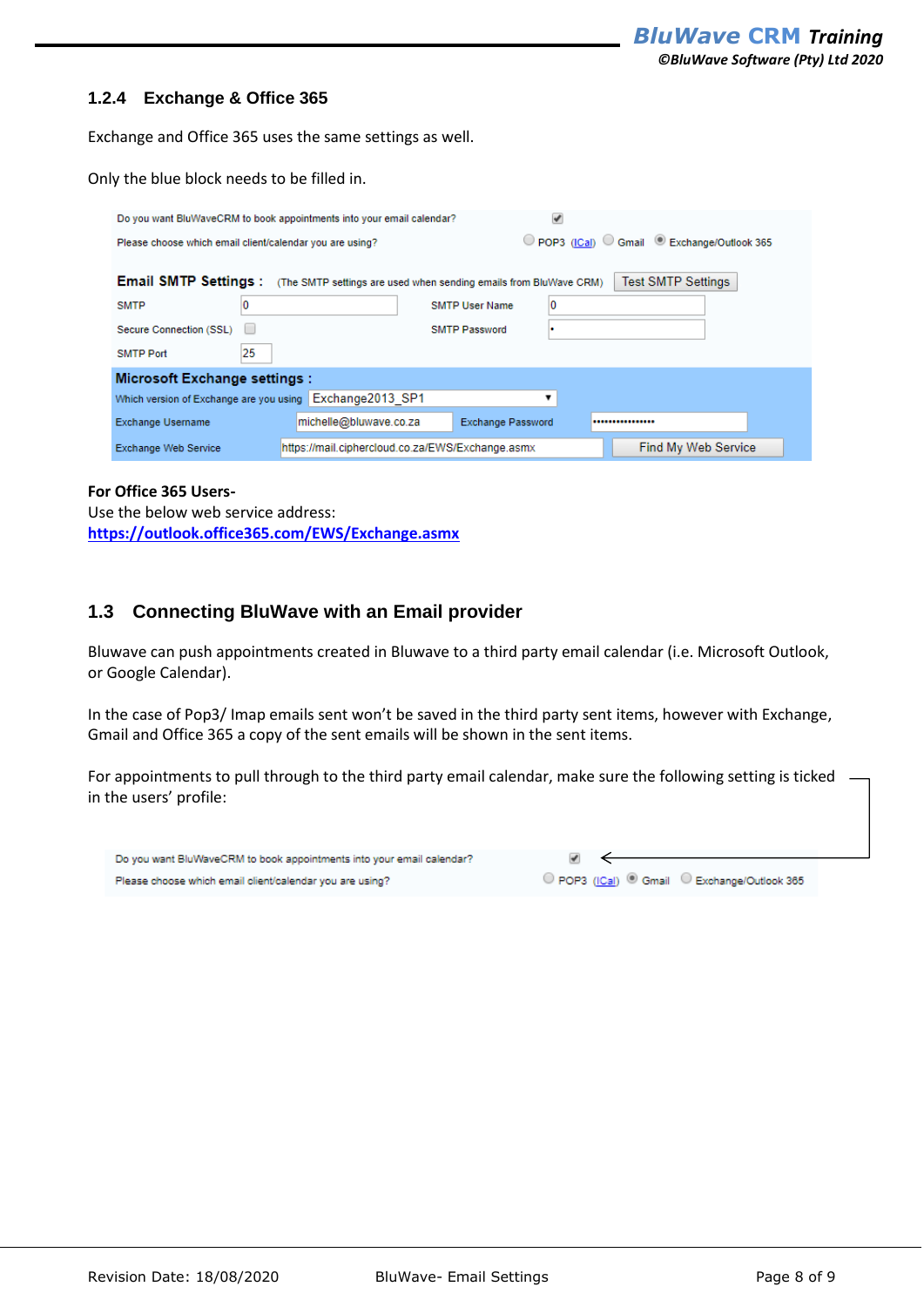### 1.2.4 Exchange & Office 365

Exchange and Office 365 uses the same settings as well.

Only the blue block needs to be filled in.

| | | | |
|---|---|---|---|
| Do you want BluWaveCRM to book appointments into your email calendar? | ☑ | | |
| Please choose which email client/calendar you are using? | ○ POP3 (ICal) ○ Gmail ◉ Exchange/Outlook 365 | | |
| **Email SMTP Settings :** (The SMTP settings are used when sending emails from BluWave CRM) | Test SMTP Settings | | |
| SMTP | 0 | SMTP User Name | 0 |
| Secure Connection (SSL) | ☐ | SMTP Password | • |
| SMTP Port | 25 | | |
| **Microsoft Exchange settings :** | | | |
| Which version of Exchange are you using | Exchange2013_SP1 | | |
| Exchange Username | michelle@bluwave.co.za | Exchange Password | •••••••••••••••• |
| Exchange Web Service | https://mail.ciphercloud.co.za/EWS/Exchange.asmx | Find My Web Service | |

**For Office 365 Users-**
Use the below web service address:
https://outlook.office365.com/EWS/Exchange.asmx

## 1.3 Connecting BluWave with an Email provider

Bluwave can push appointments created in Bluwave to a third party email calendar (i.e. Microsoft Outlook, or Google Calendar).

In the case of Pop3/ Imap emails sent won't be saved in the third party sent items, however with Exchange, Gmail and Office 365 a copy of the sent emails will be shown in the sent items.

For appointments to pull through to the third party email calendar, make sure the following setting is ticked in the users' profile:

| | |
|---|---|
| Do you want BluWaveCRM to book appointments into your email calendar? | ☑ |
| Please choose which email client/calendar you are using? | ○ POP3 (ICal) ◉ Gmail ○ Exchange/Outlook 365 |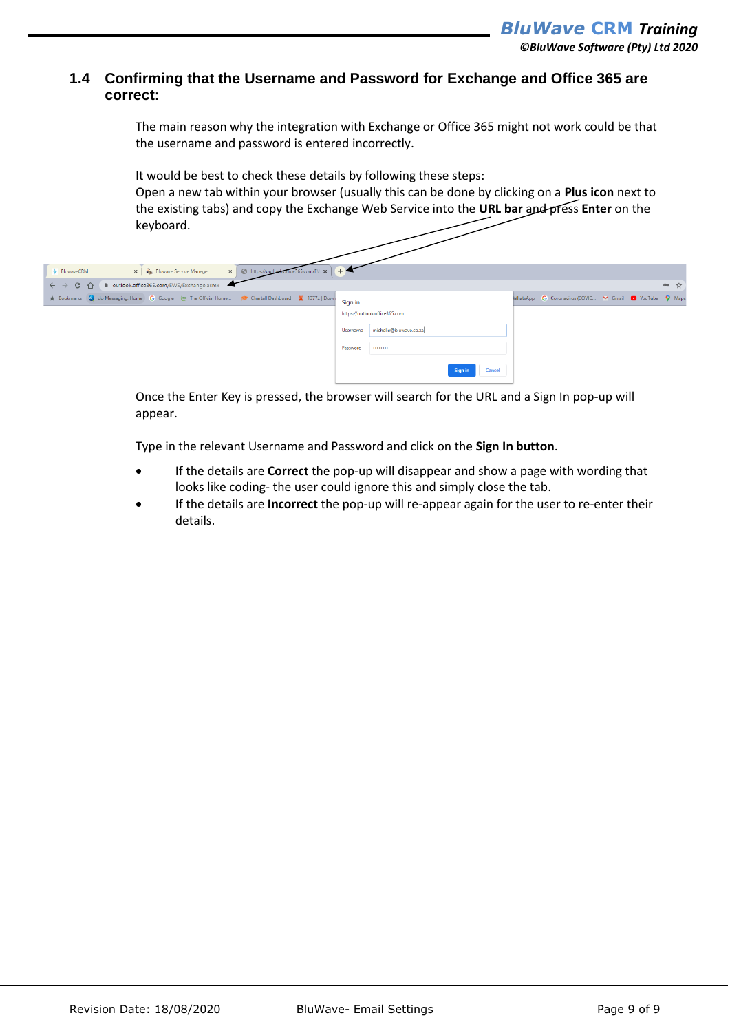## 1.4 Confirming that the Username and Password for Exchange and Office 365 are correct:

The main reason why the integration with Exchange or Office 365 might not work could be that the username and password is entered incorrectly.

It would be best to check these details by following these steps:
Open a new tab within your browser (usually this can be done by clicking on a **Plus icon** next to the existing tabs) and copy the Exchange Web Service into the **URL bar** and press **Enter** on the keyboard.

Once the Enter Key is pressed, the browser will search for the URL and a Sign In pop-up will appear.

Type in the relevant Username and Password and click on the **Sign In button**.

- If the details are **Correct** the pop-up will disappear and show a page with wording that looks like coding- the user could ignore this and simply close the tab.
- If the details are **Incorrect** the pop-up will re-appear again for the user to re-enter their details.